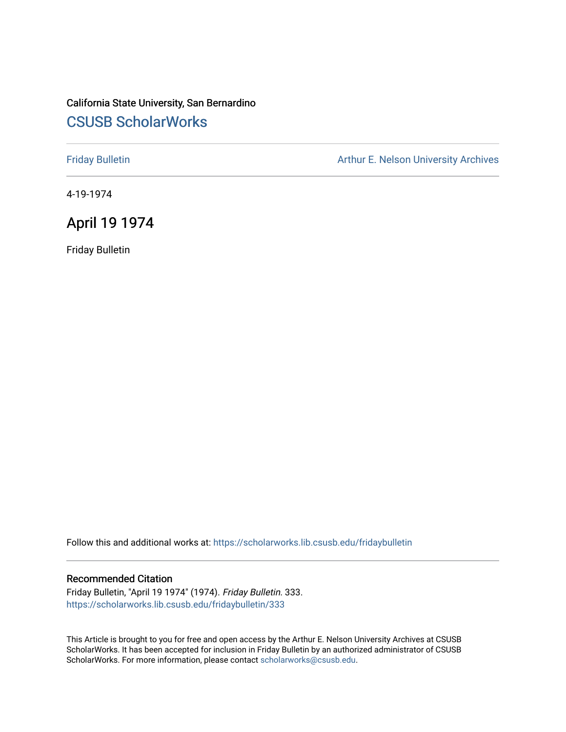California State University, San Bernardino

# CSUSB ScholarWorks

Friday Bulletin

Arthur E. Nelson University Archives

4-19-1974

## April 19 1974

Friday Bulletin

Follow this and additional works at: https://scholarworks.lib.csusb.edu/fridaybulletin

### Recommended Citation

Friday Bulletin, "April 19 1974" (1974). *Friday Bulletin*. 333.
https://scholarworks.lib.csusb.edu/fridaybulletin/333

This Article is brought to you for free and open access by the Arthur E. Nelson University Archives at CSUSB ScholarWorks. It has been accepted for inclusion in Friday Bulletin by an authorized administrator of CSUSB ScholarWorks. For more information, please contact scholarworks@csusb.edu.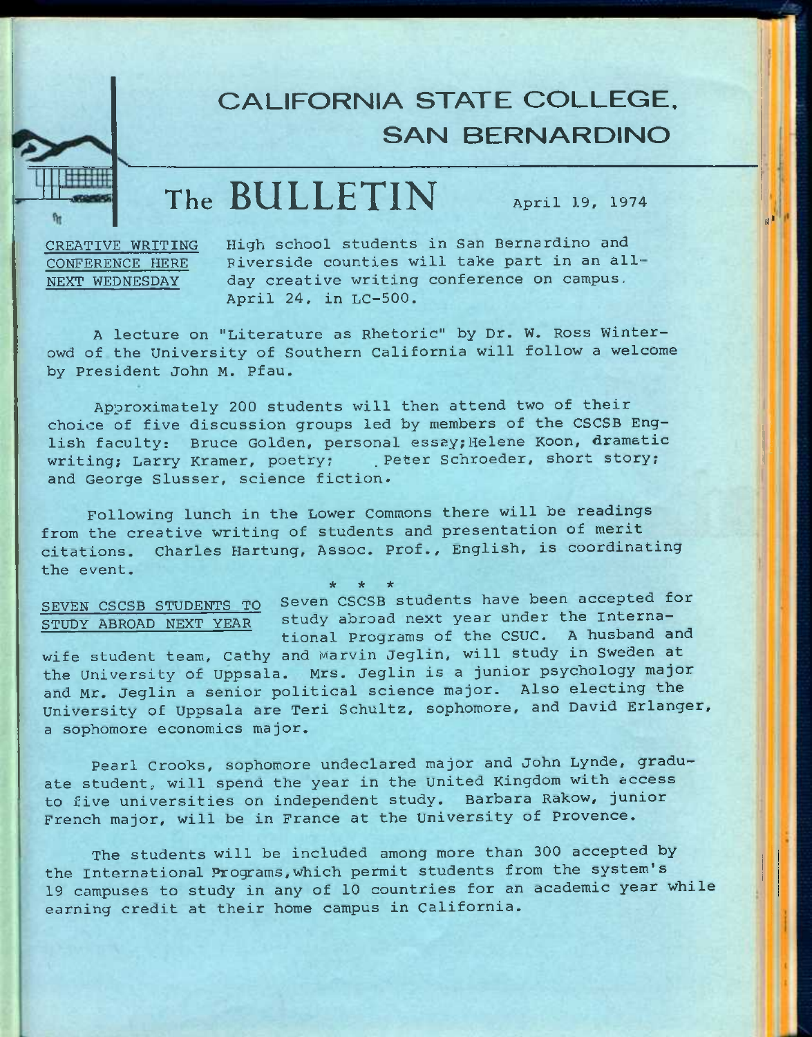# CALIFORNIA STATE COLLEGE, SAN BERNARDINO

# The BULLETIN

April 19, 1974

**CREATIVE WRITING CONFERENCE HERE NEXT WEDNESDAY**

High school students in San Bernardino and Riverside counties will take part in an all-day creative writing conference on campus. April 24, in LC-500.

A lecture on "Literature as Rhetoric" by Dr. W. Ross Winterowd of the University of Southern California will follow a welcome by President John M. Pfau.

Approximately 200 students will then attend two of their choice of five discussion groups led by members of the CSCSB English faculty: Bruce Golden, personal essay; Helene Koon, dramatic writing; Larry Kramer, poetry; Peter Schroeder, short story; and George Slusser, science fiction.

Following lunch in the Lower Commons there will be readings from the creative writing of students and presentation of merit citations. Charles Hartung, Assoc. Prof., English, is coordinating the event.

\* \* \*

**SEVEN CSCSB STUDENTS TO STUDY ABROAD NEXT YEAR**

Seven CSCSB students have been accepted for study abroad next year under the International Programs of the CSUC. A husband and wife student team, Cathy and Marvin Jeglin, will study in Sweden at the University of Uppsala. Mrs. Jeglin is a junior psychology major and Mr. Jeglin a senior political science major. Also electing the University of Uppsala are Teri Schultz, sophomore, and David Erlanger, a sophomore economics major.

Pearl Crooks, sophomore undeclared major and John Lynde, graduate student, will spend the year in the United Kingdom with access to five universities on independent study. Barbara Rakow, junior French major, will be in France at the University of Provence.

The students will be included among more than 300 accepted by the International Programs, which permit students from the system's 19 campuses to study in any of 10 countries for an academic year while earning credit at their home campus in California.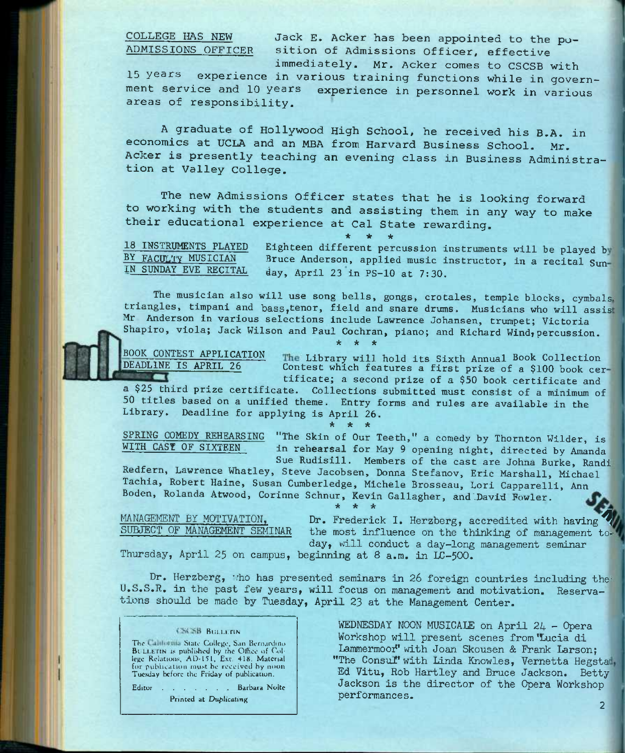## COLLEGE HAS NEW ADMISSIONS OFFICER

Jack E. Acker has been appointed to the position of Admissions Officer, effective immediately. Mr. Acker comes to CSCSB with 15 years experience in various training functions while in government service and 10 years experience in personnel work in various areas of responsibility.

A graduate of Hollywood High School, he received his B.A. in economics at UCLA and an MBA from Harvard Business School. Mr. Acker is presently teaching an evening class in Business Administration at Valley College.

The new Admissions Officer states that he is looking forward to working with the students and assisting them in any way to make their educational experience at Cal State rewarding.

\* \* \*

## 18 INSTRUMENTS PLAYED BY FACULTY MUSICIAN IN SUNDAY EVE RECITAL

Eighteen different percussion instruments will be played by Bruce Anderson, applied music instructor, in a recital Sunday, April 23 in PS-10 at 7:30.

The musician also will use song bells, gongs, crotales, temple blocks, cymbals, triangles, timpani and bass, tenor, field and snare drums. Musicians who will assist Mr Anderson in various selections include Lawrence Johansen, trumpet; Victoria Shapiro, viola; Jack Wilson and Paul Cochran, piano; and Richard Wind, percussion.

\* \* \*

## BOOK CONTEST APPLICATION DEADLINE IS APRIL 26

The Library will hold its Sixth Annual Book Collection Contest which features a first prize of a $100 book certificate; a second prize of a $50 book certificate and a $25 third prize certificate. Collections submitted must consist of a minimum of 50 titles based on a unified theme. Entry forms and rules are available in the Library. Deadline for applying is April 26.

\* \* \*

## SPRING COMEDY REHEARSING WITH CAST OF SIXTEEN

"The Skin of Our Teeth," a comedy by Thornton Wilder, is in rehearsal for May 9 opening night, directed by Amanda Sue Rudisill. Members of the cast are Johna Burke, Randi Redfern, Lawrence Whatley, Steve Jacobsen, Donna Stefanov, Eric Marshall, Michael Tachia, Robert Haine, Susan Cumberledge, Michele Brosseau, Lori Capparelli, Ann Boden, Rolanda Atwood, Corinne Schnur, Kevin Gallagher, and David Fowler.

\* \* \*

## MANAGEMENT BY MOTIVATION, SUBJECT OF MANAGEMENT SEMINAR

Dr. Frederick I. Herzberg, accredited with having the most influence on the thinking of management today, will conduct a day-long management seminar Thursday, April 25 on campus, beginning at 8 a.m. in LC-500.

Dr. Herzberg, who has presented seminars in 26 foreign countries including the U.S.S.R. in the past few years, will focus on management and motivation. Reservations should be made by Tuesday, April 23 at the Management Center.

**CSCSB BULLETIN**

The California State College, San Bernardino BULLETIN is published by the Office of College Relations, AD-151, Ext. 418. Material for publication must be received by noon Tuesday before the Friday of publication.

Editor . . . . . . . . Barbara Nolte

Printed at *Duplicating*

WEDNESDAY NOON MUSICALE on April 24 - Opera Workshop will present scenes from "Lucia di Lammermoor" with Joan Skousen & Frank Larson; "The Consul" with Linda Knowles, Vernetta Hegstad, Ed Vitu, Rob Hartley and Bruce Jackson. Betty Jackson is the director of the Opera Workshop performances.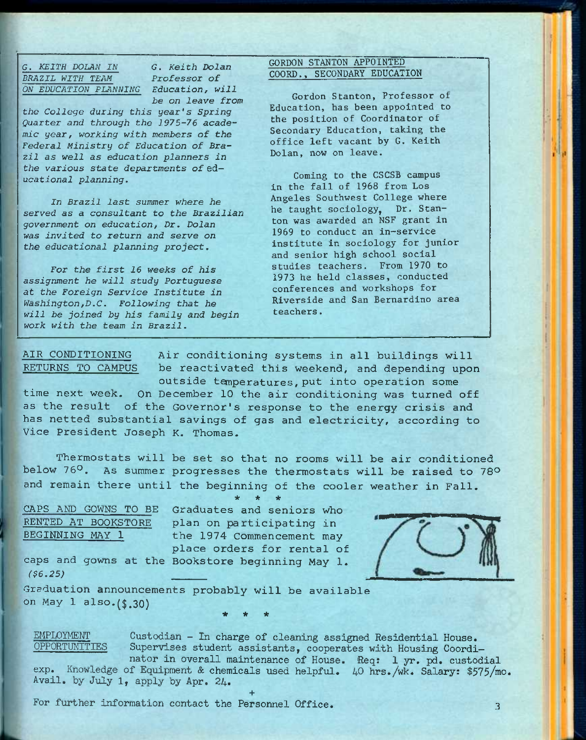## G. KEITH DOLAN IN BRAZIL WITH TEAM ON EDUCATION PLANNING

*G. Keith Dolan Professor of Education, will be on leave from the College during this year's Spring Quarter and through the 1975-76 academic year, working with members of the Federal Ministry of Education of Brazil as well as education planners in the various state departments of educational planning.*

*In Brazil last summer where he served as a consultant to the Brazilian government on education, Dr. Dolan was invited to return and serve on the educational planning project.*

*For the first 16 weeks of his assignment he will study Portuguese at the Foreign Service Institute in Washington,D.C. Following that he will be joined by his family and begin work with the team in Brazil.*

## GORDON STANTON APPOINTED COORD., SECONDARY EDUCATION

Gordon Stanton, Professor of Education, has been appointed to the position of Coordinator of Secondary Education, taking the office left vacant by G. Keith Dolan, now on leave.

Coming to the CSCSB campus in the fall of 1968 from Los Angeles Southwest College where he taught sociology, Dr. Stanton was awarded an NSF grant in 1969 to conduct an in-service institute in sociology for junior and senior high school social studies teachers. From 1970 to 1973 he held classes, conducted conferences and workshops for Riverside and San Bernardino area teachers.

## AIR CONDITIONING RETURNS TO CAMPUS

Air conditioning systems in all buildings will be reactivated this weekend, and depending upon outside temperatures, put into operation some time next week. On December 10 the air conditioning was turned off as the result of the Governor's response to the energy crisis and has netted substantial savings of gas and electricity, according to Vice President Joseph K. Thomas.

Thermostats will be set so that no rooms will be air conditioned below 76°. As summer progresses the thermostats will be raised to 78° and remain there until the beginning of the cooler weather in Fall.

\* \* \*

## CAPS AND GOWNS TO BE RENTED AT BOOKSTORE BEGINNING MAY 1

Graduates and seniors who plan on participating in the 1974 Commencement may place orders for rental of caps and gowns at the Bookstore beginning May 1. *($6.25)*

Graduation announcements probably will be available on May 1 also.($.30)

\* \* \*

## EMPLOYMENT OPPORTUNITIES

Custodian - In charge of cleaning assigned Residential House. Supervises student assistants, cooperates with Housing Coordinator in overall maintenance of House. Req: 1 yr. pd. custodial exp. Knowledge of Equipment & chemicals used helpful. 40 hrs./wk. Salary: $575/mo. Avail. by July 1, apply by Apr. 24.

+

For further information contact the Personnel Office.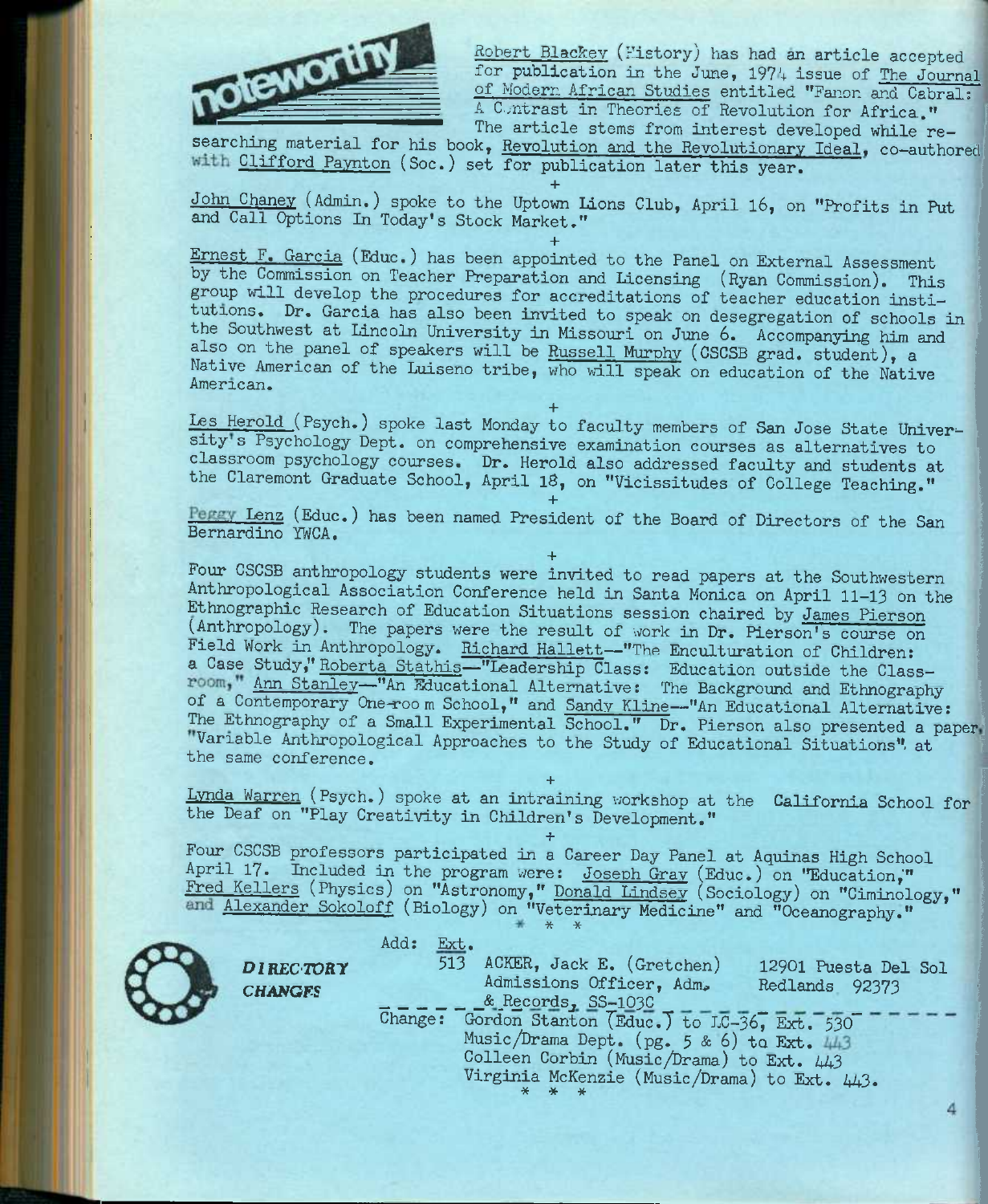# noteworthy

Robert Blackey (History) has had an article accepted for publication in the June, 1974 issue of The Journal of Modern African Studies entitled "Fanon and Cabral: A Contrast in Theories of Revolution for Africa." The article stems from interest developed while researching material for his book, Revolution and the Revolutionary Ideal, co-authored with Clifford Paynton (Soc.) set for publication later this year.

+

John Chaney (Admin.) spoke to the Uptown Lions Club, April 16, on "Profits in Put and Call Options In Today's Stock Market."

+

Ernest F. Garcia (Educ.) has been appointed to the Panel on External Assessment by the Commission on Teacher Preparation and Licensing (Ryan Commission). This group will develop the procedures for accreditations of teacher education institutions. Dr. Garcia has also been invited to speak on desegregation of schools in the Southwest at Lincoln University in Missouri on June 6. Accompanying him and also on the panel of speakers will be Russell Murphy (CSCSB grad. student), a Native American of the Luiseno tribe, who will speak on education of the Native American.

+

Les Herold (Psych.) spoke last Monday to faculty members of San Jose State University's Psychology Dept. on comprehensive examination courses as alternatives to classroom psychology courses. Dr. Herold also addressed faculty and students at the Claremont Graduate School, April 18, on "Vicissitudes of College Teaching."

+

Peggy Lenz (Educ.) has been named President of the Board of Directors of the San Bernardino YWCA.

+

Four CSCSB anthropology students were invited to read papers at the Southwestern Anthropological Association Conference held in Santa Monica on April 11-13 on the Ethnographic Research of Education Situations session chaired by James Pierson (Anthropology). The papers were the result of work in Dr. Pierson's course on Field Work in Anthropology. Richard Hallett--"The Enculturation of Children: a Case Study," Roberta Stathis--"Leadership Class: Education outside the Classroom," Ann Stanley--"An Educational Alternative: The Background and Ethnography of a Contemporary One-room School," and Sandy Kline--"An Educational Alternative: The Ethnography of a Small Experimental School." Dr. Pierson also presented a paper, "Variable Anthropological Approaches to the Study of Educational Situations" at the same conference.

+

Lynda Warren (Psych.) spoke at an intraining workshop at the California School for the Deaf on "Play Creativity in Children's Development."

+

Four CSCSB professors participated in a Career Day Panel at Aquinas High School April 17. Included in the program were: Joseph Gray (Educ.) on "Education," Fred Kellers (Physics) on "Astronomy," Donald Lindsey (Sociology) on "Ciminology," and Alexander Sokoloff (Biology) on "Veterinary Medicine" and "Oceanography."

\* \* \*

## DIRECTORY CHANGES

Add: Ext.
513 ACKER, Jack E. (Gretchen) — Admissions Officer, Adm. & Records, SS-103C — 12901 Puesta Del Sol, Redlands 92373

Change: Gordon Stanton (Educ.) to LC-36, Ext. 530
Music/Drama Dept. (pg. 5 & 6) to Ext. 443
Colleen Corbin (Music/Drama) to Ext. 443
Virginia McKenzie (Music/Drama) to Ext. 443.

\* \* \*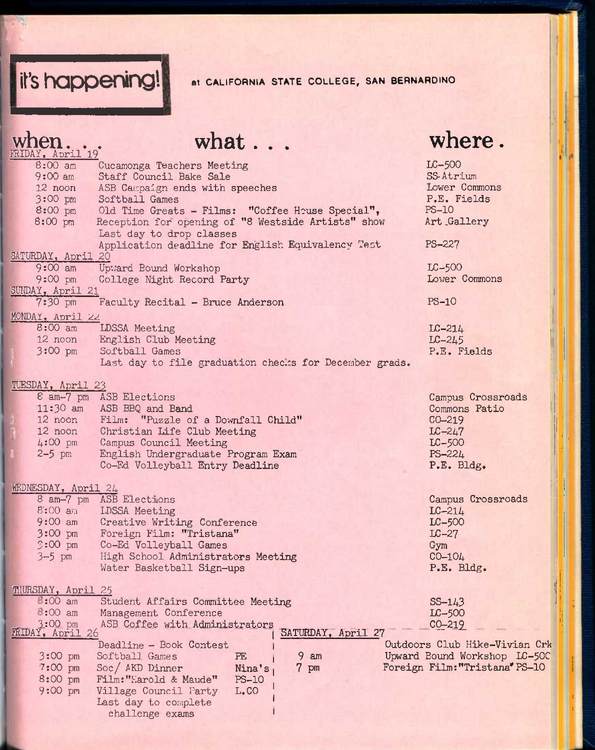# it's happening!

**at CALIFORNIA STATE COLLEGE, SAN BERNARDINO**

| when... | what... | where. |
|---|---|---|
| **FRIDAY, April 19** | | |
| 8:00 am | Cucamonga Teachers Meeting | LC-500 |
| 9:00 am | Staff Council Bake Sale | SS-Atrium |
| 12 noon | ASB Campaign ends with speeches | Lower Commons |
| 3:00 pm | Softball Games | P.E. Fields |
| 8:00 pm | Old Time Greats - Films: "Coffee House Special", | PS-10 |
| 8:00 pm | Reception for opening of "8 Westside Artists" show | Art Gallery |
| | Last day to drop classes | |
| | Application deadline for English Equivalency Test | PS-227 |
| **SATURDAY, April 20** | | |
| 9:00 am | Upward Bound Workshop | LC-500 |
| 9:00 pm | College Night Record Party | Lower Commons |
| **SUNDAY, April 21** | | |
| 7:30 pm | Faculty Recital - Bruce Anderson | PS-10 |
| **MONDAY, April 22** | | |
| 8:00 am | LDSSA Meeting | LC-214 |
| 12 noon | English Club Meeting | LC-245 |
| 3:00 pm | Softball Games | P.E. Fields |
| | Last day to file graduation checks for December grads. | |
| **TUESDAY, April 23** | | |
| 8 am-7 pm | ASB Elections | Campus Crossroads |
| 11:30 am | ASB BBQ and Band | Commons Patio |
| 12 noon | Film: "Puzzle of a Downfall Child" | CO-219 |
| 12 noon | Christian Life Club Meeting | LC-247 |
| 4:00 pm | Campus Council Meeting | LC-500 |
| 2-5 pm | English Undergraduate Program Exam | PS-224 |
| | Co-Ed Volleyball Entry Deadline | P.E. Bldg. |
| **WEDNESDAY, April 24** | | |
| 8 am-7 pm | ASB Elections | Campus Crossroads |
| 8:00 am | LDSSA Meeting | LC-214 |
| 9:00 am | Creative Writing Conference | LC-500 |
| 3:00 pm | Foreign Film: "Tristana" | LC-27 |
| 3:00 pm | Co-Ed Volleyball Games | Gym |
| 3-5 pm | High School Administrators Meeting | CO-104 |
| | Water Basketball Sign-ups | P.E. Bldg. |
| **THURSDAY, April 25** | | |
| 8:00 am | Student Affairs Committee Meeting | SS-143 |
| 8:00 am | Management Conference | LC-500 |
| 3:00 pm | ASB Coffee with Administrators | CO-219 |

| **FRIDAY, April 26** | | |
|---|---|---|
| | Deadline - Book Contest | |
| 3:00 pm | Softball Games | PE |
| 7:00 pm | Soc/ AKD Dinner | Nina's |
| 8:00 pm | Film: "Harold & Maude" | PS-10 |
| 9:00 pm | Village Council Party | L.CO |
| | Last day to complete challenge exams | |

| **SATURDAY, April 27** | | |
|---|---|---|
| | Outdoors Club Hike-Vivian Crk | |
| 9 am | Upward Bound Workshop | LC-50C |
| 7 pm | Foreign Film: "Tristana" | PS-10 |